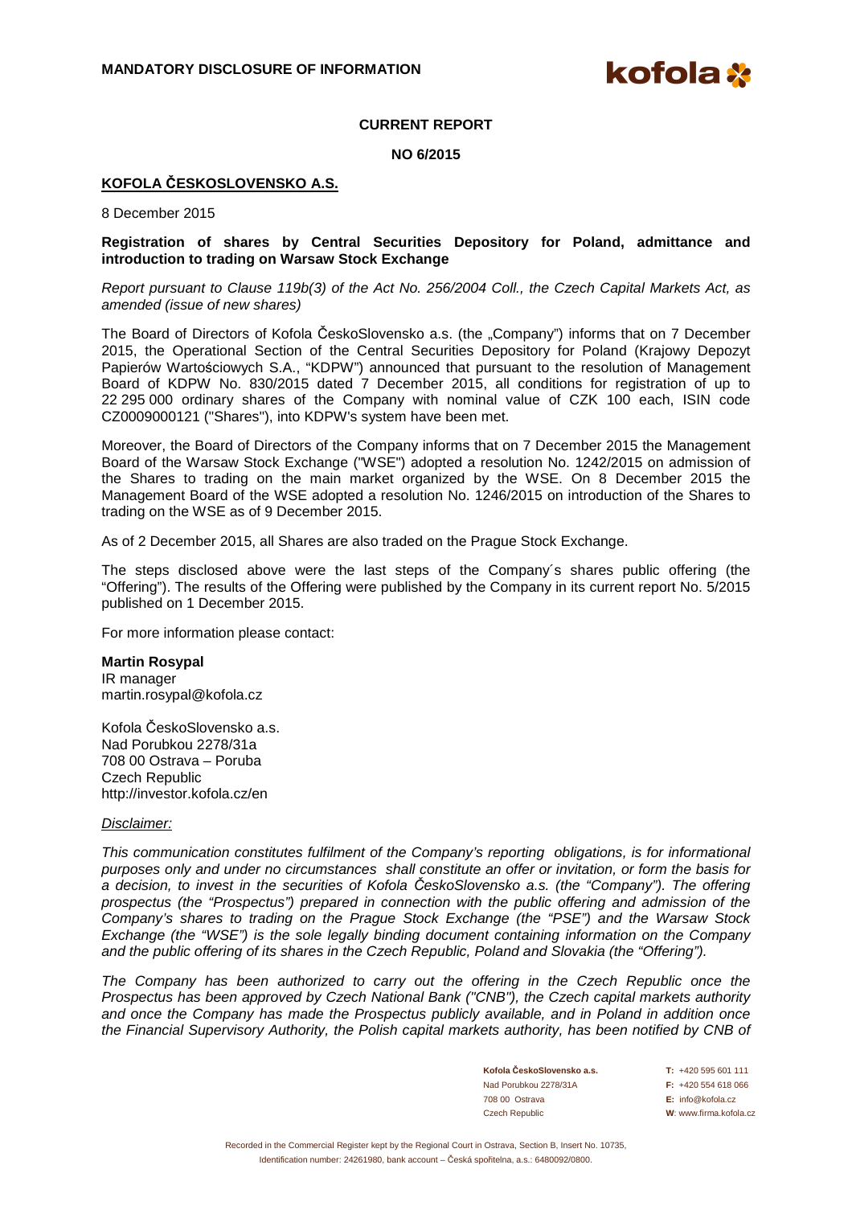**MANDATORY DISCLOSURE OF INFORMATION**

**CURRENT REPORT**

**NO 6/2015**

**KOFOLA ČESKOSLOVENSKO A.S.**

8 December 2015

**Registration of shares by Central Securities Depository for Poland, admittance and introduction to trading on Warsaw Stock Exchange**

*Report pursuant to Clause 119b(3) of the Act No. 256/2004 Coll., the Czech Capital Markets Act, as amended (issue of new shares)*

The Board of Directors of Kofola ČeskoSlovensko a.s. (the „Company") informs that on 7 December 2015, the Operational Section of the Central Securities Depository for Poland (Krajowy Depozyt Papierów Wartościowych S.A., "KDPW") announced that pursuant to the resolution of Management Board of KDPW No. 830/2015 dated 7 December 2015, all conditions for registration of up to 22 295 000 ordinary shares of the Company with nominal value of CZK 100 each, ISIN code CZ0009000121 ("Shares"), into KDPW's system have been met.

Moreover, the Board of Directors of the Company informs that on 7 December 2015 the Management Board of the Warsaw Stock Exchange ("WSE") adopted a resolution No. 1242/2015 on admission of the Shares to trading on the main market organized by the WSE. On 8 December 2015 the Management Board of the WSE adopted a resolution No. 1246/2015 on introduction of the Shares to trading on the WSE as of 9 December 2015.

As of 2 December 2015, all Shares are also traded on the Prague Stock Exchange.

The steps disclosed above were the last steps of the Company´s shares public offering (the "Offering"). The results of the Offering were published by the Company in its current report No. 5/2015 published on 1 December 2015.

For more information please contact:

**Martin Rosypal**
IR manager
martin.rosypal@kofola.cz

Kofola ČeskoSlovensko a.s.
Nad Porubkou 2278/31a
708 00 Ostrava – Poruba
Czech Republic
http://investor.kofola.cz/en

*Disclaimer:*

*This communication constitutes fulfilment of the Company's reporting obligations, is for informational purposes only and under no circumstances shall constitute an offer or invitation, or form the basis for a decision, to invest in the securities of Kofola ČeskoSlovensko a.s. (the "Company"). The offering prospectus (the "Prospectus") prepared in connection with the public offering and admission of the Company's shares to trading on the Prague Stock Exchange (the "PSE") and the Warsaw Stock Exchange (the "WSE") is the sole legally binding document containing information on the Company and the public offering of its shares in the Czech Republic, Poland and Slovakia (the "Offering").*

*The Company has been authorized to carry out the offering in the Czech Republic once the Prospectus has been approved by Czech National Bank ("CNB"), the Czech capital markets authority and once the Company has made the Prospectus publicly available, and in Poland in addition once the Financial Supervisory Authority, the Polish capital markets authority, has been notified by CNB of*

**Kofola ČeskoSlovensko a.s.**
Nad Porubkou 2278/31A
708 00 Ostrava
Czech Republic

**T:** +420 595 601 111
**F:** +420 554 618 066
**E:** info@kofola.cz
**W**: www.firma.kofola.cz

Recorded in the Commercial Register kept by the Regional Court in Ostrava, Section B, Insert No. 10735, Identification number: 24261980, bank account – Česká spořitelna, a.s.: 6480092/0800.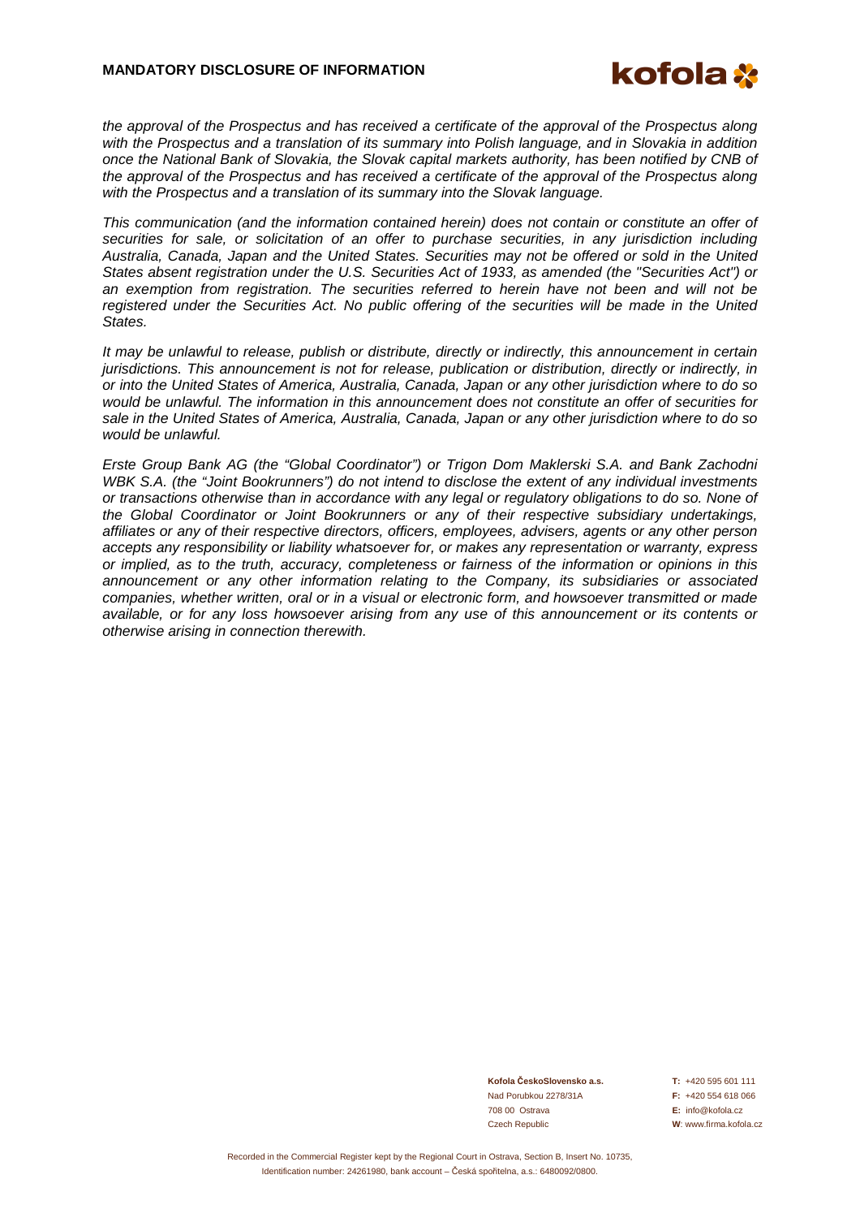*the approval of the Prospectus and has received a certificate of the approval of the Prospectus along with the Prospectus and a translation of its summary into Polish language, and in Slovakia in addition once the National Bank of Slovakia, the Slovak capital markets authority, has been notified by CNB of the approval of the Prospectus and has received a certificate of the approval of the Prospectus along with the Prospectus and a translation of its summary into the Slovak language.*

*This communication (and the information contained herein) does not contain or constitute an offer of securities for sale, or solicitation of an offer to purchase securities, in any jurisdiction including Australia, Canada, Japan and the United States. Securities may not be offered or sold in the United States absent registration under the U.S. Securities Act of 1933, as amended (the "Securities Act") or an exemption from registration. The securities referred to herein have not been and will not be registered under the Securities Act. No public offering of the securities will be made in the United States.*

*It may be unlawful to release, publish or distribute, directly or indirectly, this announcement in certain jurisdictions. This announcement is not for release, publication or distribution, directly or indirectly, in or into the United States of America, Australia, Canada, Japan or any other jurisdiction where to do so would be unlawful. The information in this announcement does not constitute an offer of securities for sale in the United States of America, Australia, Canada, Japan or any other jurisdiction where to do so would be unlawful.*

*Erste Group Bank AG (the "Global Coordinator") or Trigon Dom Maklerski S.A. and Bank Zachodni WBK S.A. (the "Joint Bookrunners") do not intend to disclose the extent of any individual investments or transactions otherwise than in accordance with any legal or regulatory obligations to do so. None of the Global Coordinator or Joint Bookrunners or any of their respective subsidiary undertakings, affiliates or any of their respective directors, officers, employees, advisers, agents or any other person accepts any responsibility or liability whatsoever for, or makes any representation or warranty, express or implied, as to the truth, accuracy, completeness or fairness of the information or opinions in this announcement or any other information relating to the Company, its subsidiaries or associated companies, whether written, oral or in a visual or electronic form, and howsoever transmitted or made available, or for any loss howsoever arising from any use of this announcement or its contents or otherwise arising in connection therewith.*